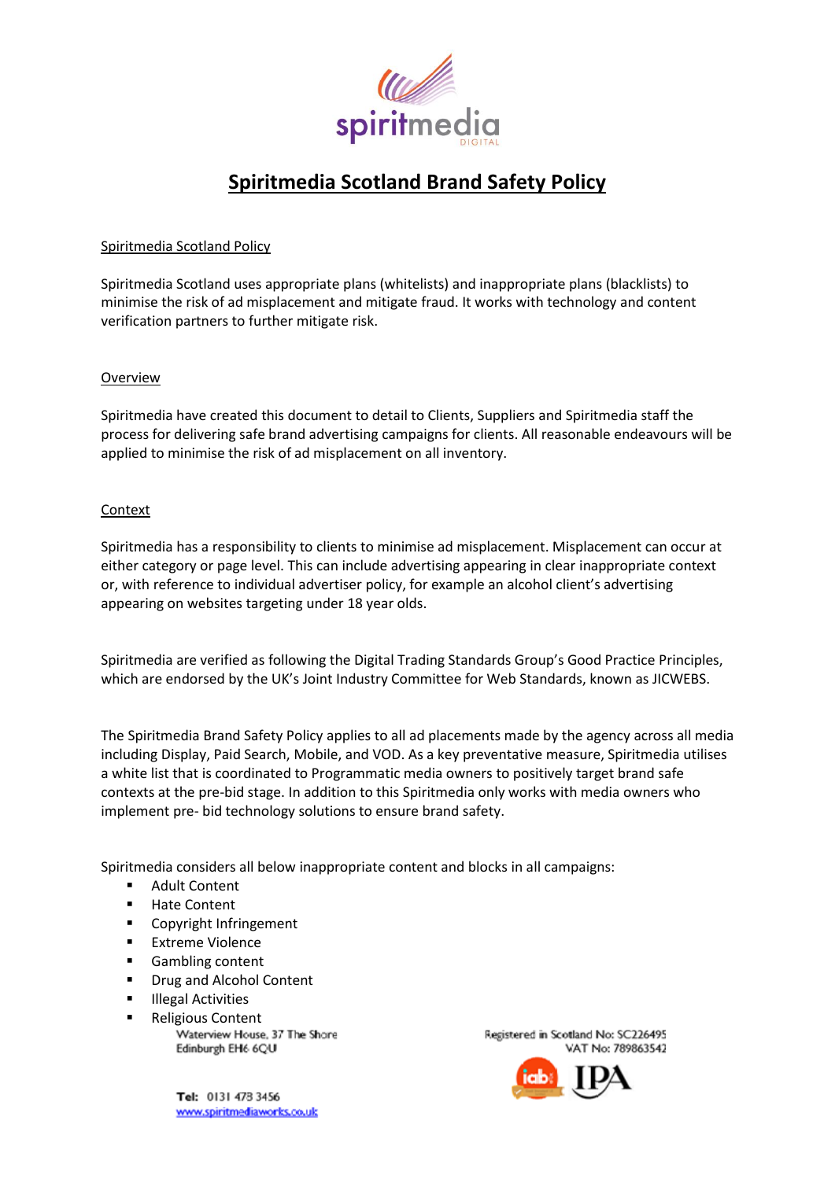# Spiritmedia Scotland Brand Safety Policy

Spiritmedia Scotland Policy

Spiritmedia Scotland uses appropriate plans (whitelists) and inappropriate plans (blacklists) to minimise the risk of ad misplacement and mitigate fraud. It works with technology and content verification partners to further mitigate risk.

Overview

Spiritmedia have created this document to detail to Clients, Suppliers and Spiritmedia staff the process for delivering safe brand advertising campaigns for clients. All reasonable endeavours will be applied to minimise the risk of ad misplacement on all inventory.

Context

Spiritmedia has a responsibility to clients to minimise ad misplacement. Misplacement can occur at either category or page level. This can include advertising appearing in clear inappropriate context or, with reference to individual advertiser policy, for example an alcohol client's advertising appearing on websites targeting under 18 year olds.

Spiritmedia are verified as following the Digital Trading Standards Group's Good Practice Principles, which are endorsed by the UK's Joint Industry Committee for Web Standards, known as JICWEBS.

The Spiritmedia Brand Safety Policy applies to all ad placements made by the agency across all media including Display, Paid Search, Mobile, and VOD. As a key preventative measure, Spiritmedia utilises a white list that is coordinated to Programmatic media owners to positively target brand safe contexts at the pre-bid stage. In addition to this Spiritmedia only works with media owners who implement pre- bid technology solutions to ensure brand safety.

Spiritmedia considers all below inappropriate content and blocks in all campaigns:

- Adult Content
- Hate Content
- Copyright Infringement
- Extreme Violence
- Gambling content
- Drug and Alcohol Content
- Illegal Activities
- Religious Content

Waterview House, 37 The Shore
Edinburgh EH6 6QU

Tel: 0131 478 3456
www.spiritmediaworks.co.uk

Registered in Scotland No: SC226495
VAT No: 789863542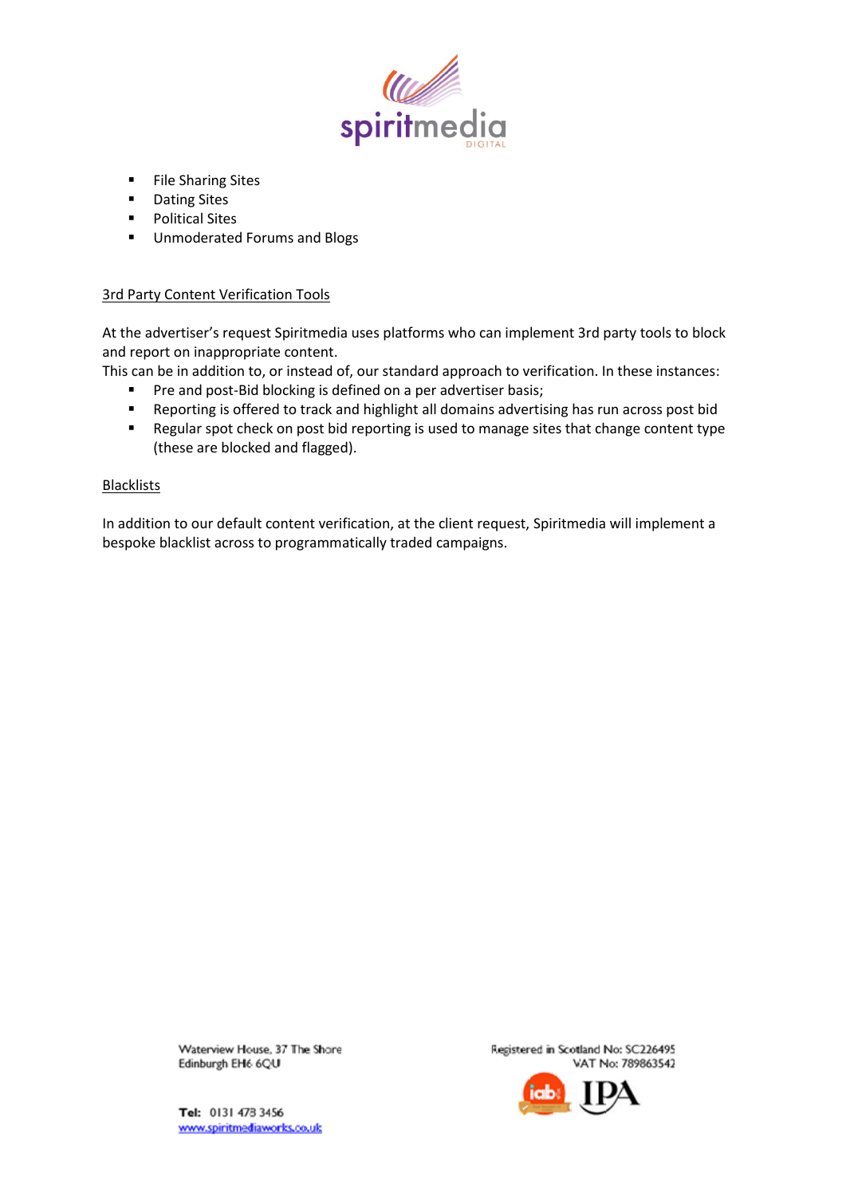- File Sharing Sites
- Dating Sites
- Political Sites
- Unmoderated Forums and Blogs

<u>3rd Party Content Verification Tools</u>

At the advertiser's request Spiritmedia uses platforms who can implement 3rd party tools to block and report on inappropriate content.
This can be in addition to, or instead of, our standard approach to verification. In these instances:

- Pre and post-Bid blocking is defined on a per advertiser basis;
- Reporting is offered to track and highlight all domains advertising has run across post bid
- Regular spot check on post bid reporting is used to manage sites that change content type (these are blocked and flagged).

<u>Blacklists</u>

In addition to our default content verification, at the client request, Spiritmedia will implement a bespoke blacklist across to programmatically traded campaigns.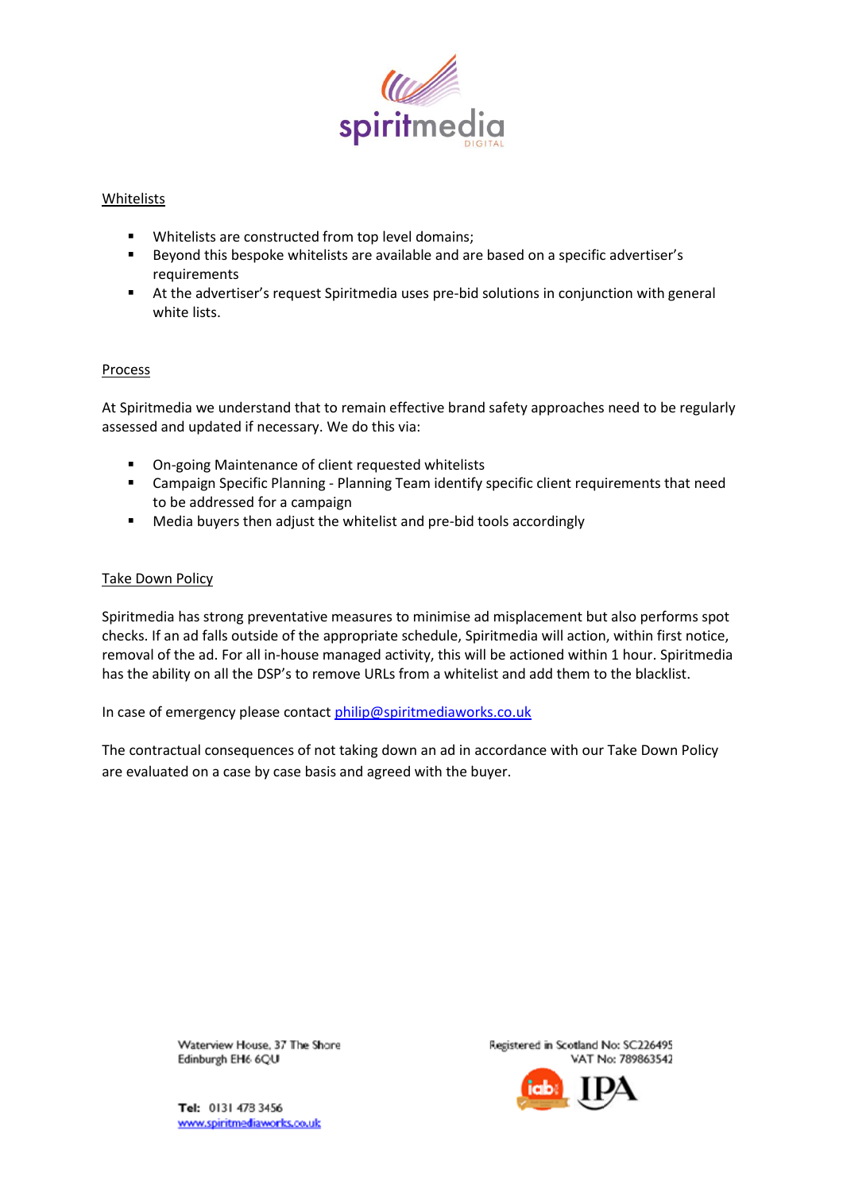## Whitelists

- Whitelists are constructed from top level domains;
- Beyond this bespoke whitelists are available and are based on a specific advertiser's requirements
- At the advertiser's request Spiritmedia uses pre-bid solutions in conjunction with general white lists.

## Process

At Spiritmedia we understand that to remain effective brand safety approaches need to be regularly assessed and updated if necessary. We do this via:

- On-going Maintenance of client requested whitelists
- Campaign Specific Planning - Planning Team identify specific client requirements that need to be addressed for a campaign
- Media buyers then adjust the whitelist and pre-bid tools accordingly

## Take Down Policy

Spiritmedia has strong preventative measures to minimise ad misplacement but also performs spot checks. If an ad falls outside of the appropriate schedule, Spiritmedia will action, within first notice, removal of the ad. For all in-house managed activity, this will be actioned within 1 hour. Spiritmedia has the ability on all the DSP's to remove URLs from a whitelist and add them to the blacklist.

In case of emergency please contact philip@spiritmediaworks.co.uk

The contractual consequences of not taking down an ad in accordance with our Take Down Policy are evaluated on a case by case basis and agreed with the buyer.

Waterview House, 37 The Shore
Edinburgh EH6 6QU

Tel: 0131 478 3456
www.spiritmediaworks.co.uk

Registered in Scotland No: SC226495
VAT No: 789863542